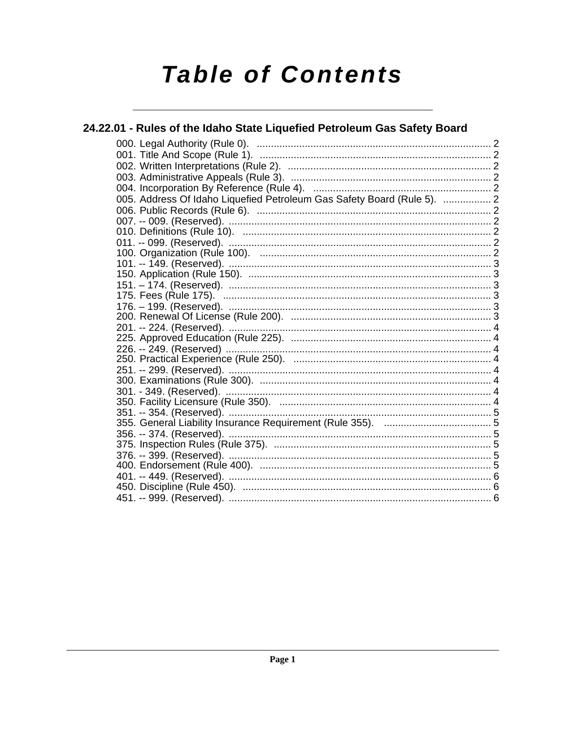# Table of Contents

## 24.22.01 - Rules of the Idaho State Liquefied Petroleum Gas Safety Board

000. Legal Authority (Rule 0). .......... 2
001. Title And Scope (Rule 1). .......... 2
002. Written Interpretations (Rule 2). .......... 2
003. Administrative Appeals (Rule 3). .......... 2
004. Incorporation By Reference (Rule 4). .......... 2
005. Address Of Idaho Liquefied Petroleum Gas Safety Board (Rule 5). .......... 2
006. Public Records (Rule 6). .......... 2
007. -- 009. (Reserved). .......... 2
010. Definitions (Rule 10). .......... 2
011. -- 099. (Reserved). .......... 2
100. Organization (Rule 100). .......... 2
101. -- 149. (Reserved). .......... 3
150. Application (Rule 150). .......... 3
151. – 174. (Reserved). .......... 3
175. Fees (Rule 175). .......... 3
176. – 199. (Reserved). .......... 3
200. Renewal Of License (Rule 200). .......... 3
201. -- 224. (Reserved). .......... 4
225. Approved Education (Rule 225). .......... 4
226. -- 249. (Reserved) .......... 4
250. Practical Experience (Rule 250). .......... 4
251. -- 299. (Reserved). .......... 4
300. Examinations (Rule 300). .......... 4
301. - 349. (Reserved). .......... 4
350. Facility Licensure (Rule 350). .......... 4
351. -- 354. (Reserved). .......... 5
355. General Liability Insurance Requirement (Rule 355). .......... 5
356. -- 374. (Reserved). .......... 5
375. Inspection Rules (Rule 375). .......... 5
376. -- 399. (Reserved). .......... 5
400. Endorsement (Rule 400). .......... 5
401. -- 449. (Reserved). .......... 6
450. Discipline (Rule 450). .......... 6
451. -- 999. (Reserved). .......... 6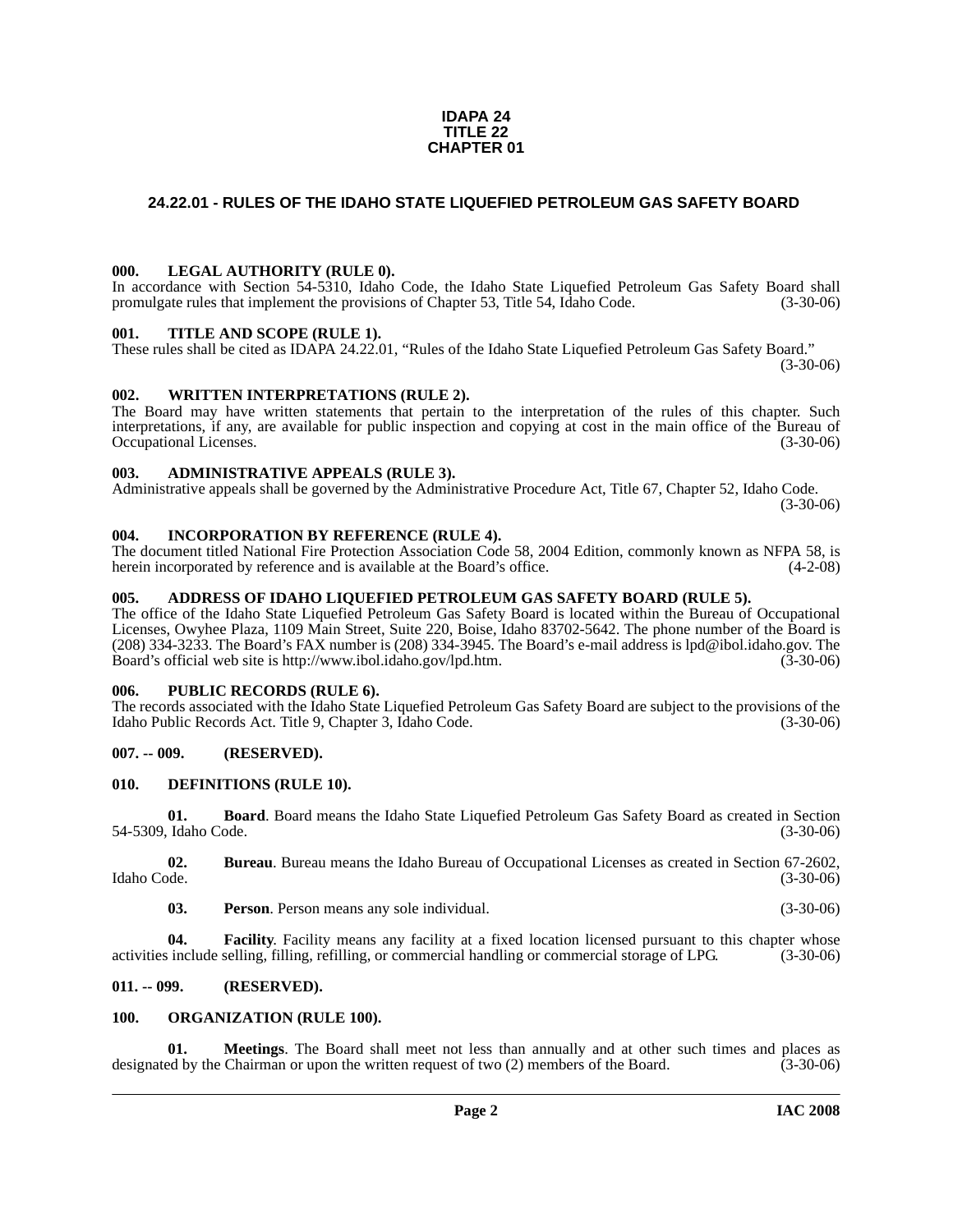**IDAPA 24**
**TITLE 22**
**CHAPTER 01**

## 24.22.01 - RULES OF THE IDAHO STATE LIQUEFIED PETROLEUM GAS SAFETY BOARD

### 000. LEGAL AUTHORITY (RULE 0).

In accordance with Section 54-5310, Idaho Code, the Idaho State Liquefied Petroleum Gas Safety Board shall promulgate rules that implement the provisions of Chapter 53, Title 54, Idaho Code. (3-30-06)

### 001. TITLE AND SCOPE (RULE 1).

These rules shall be cited as IDAPA 24.22.01, "Rules of the Idaho State Liquefied Petroleum Gas Safety Board." (3-30-06)

### 002. WRITTEN INTERPRETATIONS (RULE 2).

The Board may have written statements that pertain to the interpretation of the rules of this chapter. Such interpretations, if any, are available for public inspection and copying at cost in the main office of the Bureau of Occupational Licenses. (3-30-06)

### 003. ADMINISTRATIVE APPEALS (RULE 3).

Administrative appeals shall be governed by the Administrative Procedure Act, Title 67, Chapter 52, Idaho Code. (3-30-06)

### 004. INCORPORATION BY REFERENCE (RULE 4).

The document titled National Fire Protection Association Code 58, 2004 Edition, commonly known as NFPA 58, is herein incorporated by reference and is available at the Board's office. (4-2-08)

### 005. ADDRESS OF IDAHO LIQUEFIED PETROLEUM GAS SAFETY BOARD (RULE 5).

The office of the Idaho State Liquefied Petroleum Gas Safety Board is located within the Bureau of Occupational Licenses, Owyhee Plaza, 1109 Main Street, Suite 220, Boise, Idaho 83702-5642. The phone number of the Board is (208) 334-3233. The Board's FAX number is (208) 334-3945. The Board's e-mail address is lpd@ibol.idaho.gov. The Board's official web site is http://www.ibol.idaho.gov/lpd.htm. (3-30-06)

### 006. PUBLIC RECORDS (RULE 6).

The records associated with the Idaho State Liquefied Petroleum Gas Safety Board are subject to the provisions of the Idaho Public Records Act. Title 9, Chapter 3, Idaho Code. (3-30-06)

### 007. -- 009. (RESERVED).

### 010. DEFINITIONS (RULE 10).

**01. Board**. Board means the Idaho State Liquefied Petroleum Gas Safety Board as created in Section 54-5309, Idaho Code. (3-30-06)

**02. Bureau**. Bureau means the Idaho Bureau of Occupational Licenses as created in Section 67-2602, Idaho Code. (3-30-06)

**03. Person**. Person means any sole individual. (3-30-06)

**04. Facility**. Facility means any facility at a fixed location licensed pursuant to this chapter whose activities include selling, filling, refilling, or commercial handling or commercial storage of LPG. (3-30-06)

### 011. -- 099. (RESERVED).

### 100. ORGANIZATION (RULE 100).

**01. Meetings**. The Board shall meet not less than annually and at other such times and places as designated by the Chairman or upon the written request of two (2) members of the Board. (3-30-06)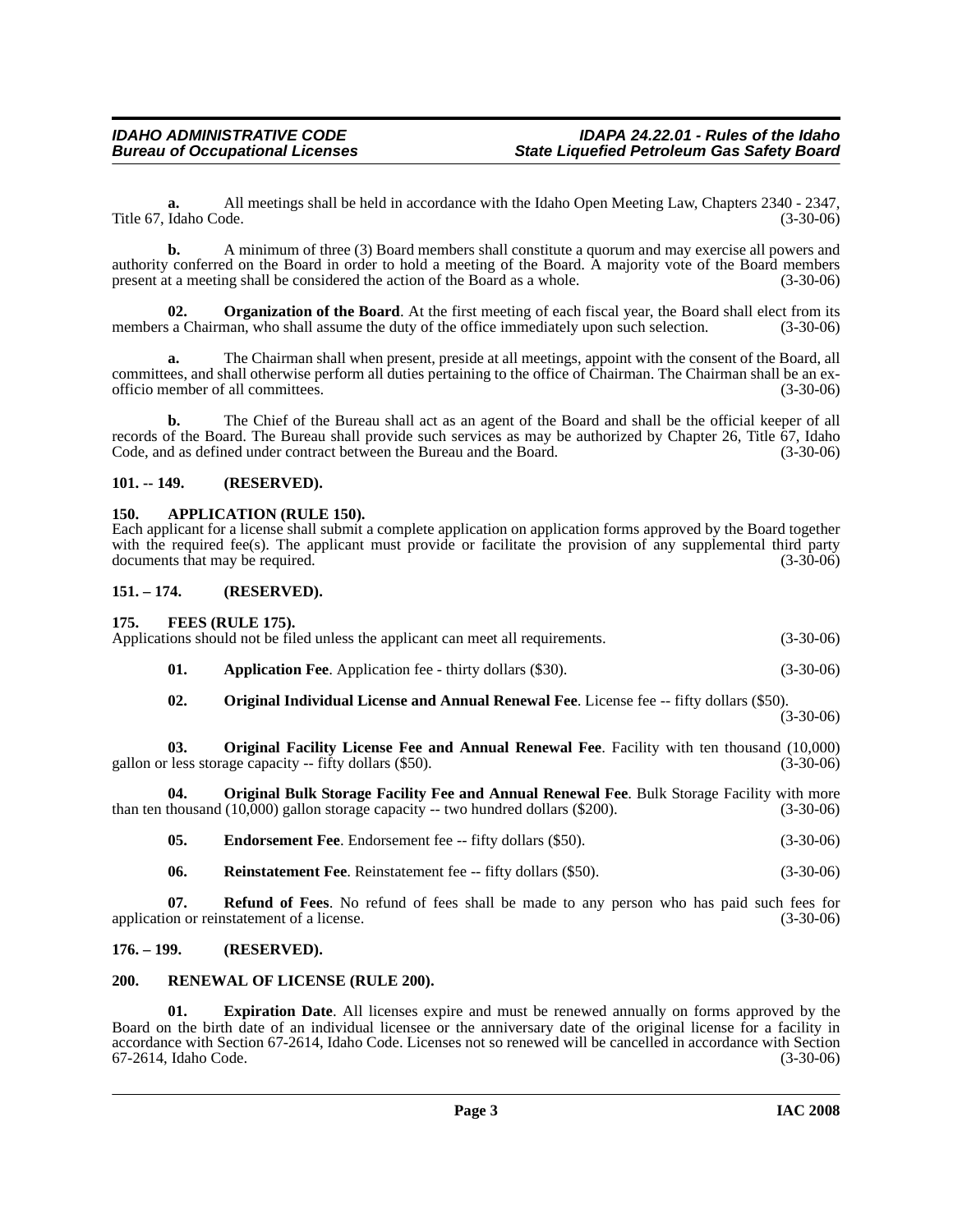**a.** All meetings shall be held in accordance with the Idaho Open Meeting Law, Chapters 2340 - 2347, Title 67, Idaho Code. (3-30-06)

**b.** A minimum of three (3) Board members shall constitute a quorum and may exercise all powers and authority conferred on the Board in order to hold a meeting of the Board. A majority vote of the Board members present at a meeting shall be considered the action of the Board as a whole. (3-30-06)

**02. Organization of the Board**. At the first meeting of each fiscal year, the Board shall elect from its members a Chairman, who shall assume the duty of the office immediately upon such selection. (3-30-06)

**a.** The Chairman shall when present, preside at all meetings, appoint with the consent of the Board, all committees, and shall otherwise perform all duties pertaining to the office of Chairman. The Chairman shall be an ex-officio member of all committees. (3-30-06)

**b.** The Chief of the Bureau shall act as an agent of the Board and shall be the official keeper of all records of the Board. The Bureau shall provide such services as may be authorized by Chapter 26, Title 67, Idaho Code, and as defined under contract between the Bureau and the Board. (3-30-06)

## 101. -- 149. (RESERVED).

## 150. APPLICATION (RULE 150).

Each applicant for a license shall submit a complete application on application forms approved by the Board together with the required fee(s). The applicant must provide or facilitate the provision of any supplemental third party documents that may be required. (3-30-06)

## 151. – 174. (RESERVED).

## 175. FEES (RULE 175).

Applications should not be filed unless the applicant can meet all requirements. (3-30-06)

**01. Application Fee**. Application fee - thirty dollars ($30). (3-30-06)

**02. Original Individual License and Annual Renewal Fee**. License fee -- fifty dollars ($50). (3-30-06)

**03. Original Facility License Fee and Annual Renewal Fee**. Facility with ten thousand (10,000) gallon or less storage capacity -- fifty dollars ($50). (3-30-06)

**04. Original Bulk Storage Facility Fee and Annual Renewal Fee**. Bulk Storage Facility with more than ten thousand (10,000) gallon storage capacity -- two hundred dollars ($200). (3-30-06)

**05. Endorsement Fee**. Endorsement fee -- fifty dollars ($50). (3-30-06)

**06. Reinstatement Fee**. Reinstatement fee -- fifty dollars ($50). (3-30-06)

**07. Refund of Fees**. No refund of fees shall be made to any person who has paid such fees for application or reinstatement of a license. (3-30-06)

## 176. – 199. (RESERVED).

## 200. RENEWAL OF LICENSE (RULE 200).

**01. Expiration Date**. All licenses expire and must be renewed annually on forms approved by the Board on the birth date of an individual licensee or the anniversary date of the original license for a facility in accordance with Section 67-2614, Idaho Code. Licenses not so renewed will be cancelled in accordance with Section 67-2614, Idaho Code. (3-30-06)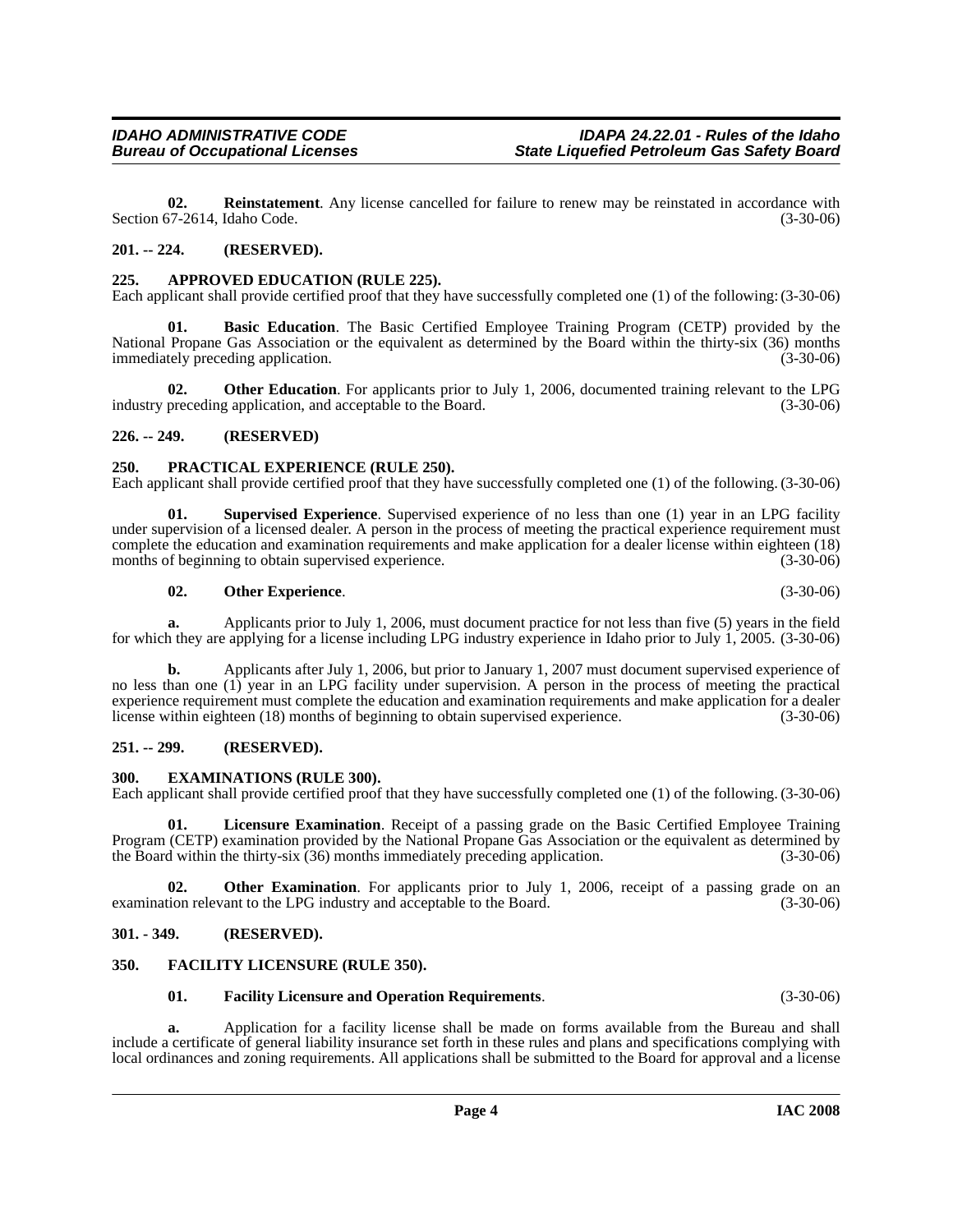**02. Reinstatement**. Any license cancelled for failure to renew may be reinstated in accordance with Section 67-2614, Idaho Code. (3-30-06)

## 201. -- 224. (RESERVED).

## 225. APPROVED EDUCATION (RULE 225).

Each applicant shall provide certified proof that they have successfully completed one (1) of the following: (3-30-06)

**01. Basic Education**. The Basic Certified Employee Training Program (CETP) provided by the National Propane Gas Association or the equivalent as determined by the Board within the thirty-six (36) months immediately preceding application. (3-30-06)

**02. Other Education**. For applicants prior to July 1, 2006, documented training relevant to the LPG industry preceding application, and acceptable to the Board. (3-30-06)

## 226. -- 249. (RESERVED)

## 250. PRACTICAL EXPERIENCE (RULE 250).

Each applicant shall provide certified proof that they have successfully completed one (1) of the following. (3-30-06)

**01. Supervised Experience**. Supervised experience of no less than one (1) year in an LPG facility under supervision of a licensed dealer. A person in the process of meeting the practical experience requirement must complete the education and examination requirements and make application for a dealer license within eighteen (18) months of beginning to obtain supervised experience. (3-30-06)

**02. Other Experience**. (3-30-06)

**a.** Applicants prior to July 1, 2006, must document practice for not less than five (5) years in the field for which they are applying for a license including LPG industry experience in Idaho prior to July 1, 2005. (3-30-06)

**b.** Applicants after July 1, 2006, but prior to January 1, 2007 must document supervised experience of no less than one (1) year in an LPG facility under supervision. A person in the process of meeting the practical experience requirement must complete the education and examination requirements and make application for a dealer license within eighteen (18) months of beginning to obtain supervised experience. (3-30-06)

## 251. -- 299. (RESERVED).

## 300. EXAMINATIONS (RULE 300).

Each applicant shall provide certified proof that they have successfully completed one (1) of the following. (3-30-06)

**01. Licensure Examination**. Receipt of a passing grade on the Basic Certified Employee Training Program (CETP) examination provided by the National Propane Gas Association or the equivalent as determined by the Board within the thirty-six (36) months immediately preceding application. (3-30-06)

**02. Other Examination**. For applicants prior to July 1, 2006, receipt of a passing grade on an examination relevant to the LPG industry and acceptable to the Board. (3-30-06)

## 301. - 349. (RESERVED).

## 350. FACILITY LICENSURE (RULE 350).

**01. Facility Licensure and Operation Requirements**. (3-30-06)

**a.** Application for a facility license shall be made on forms available from the Bureau and shall include a certificate of general liability insurance set forth in these rules and plans and specifications complying with local ordinances and zoning requirements. All applications shall be submitted to the Board for approval and a license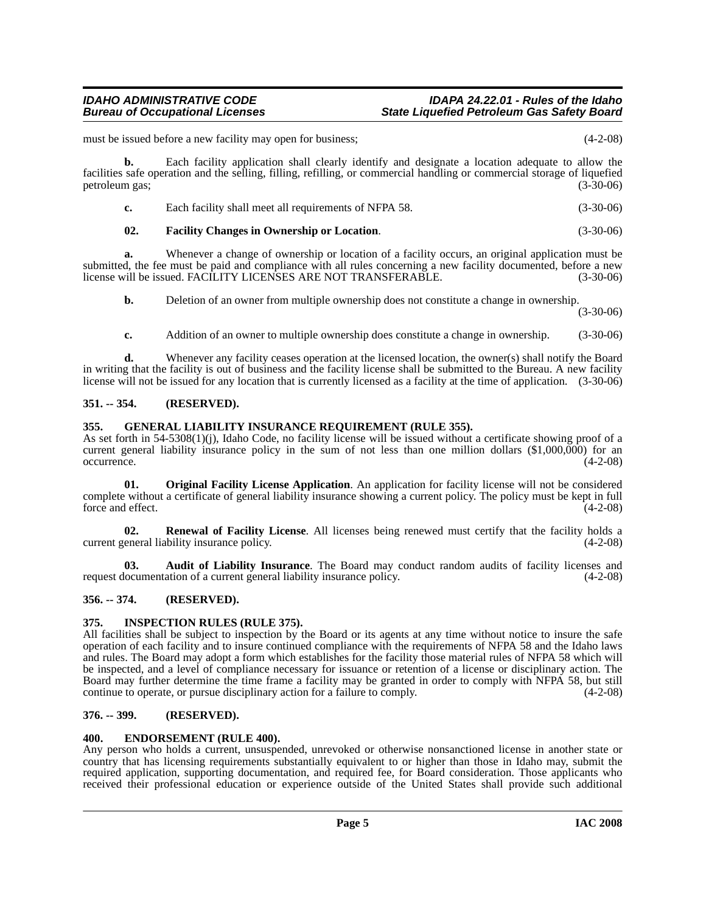must be issued before a new facility may open for business; (4-2-08)

**b.** Each facility application shall clearly identify and designate a location adequate to allow the facilities safe operation and the selling, filling, refilling, or commercial handling or commercial storage of liquefied petroleum gas; (3-30-06)

**c.** Each facility shall meet all requirements of NFPA 58. (3-30-06)

**02. Facility Changes in Ownership or Location**. (3-30-06)

**a.** Whenever a change of ownership or location of a facility occurs, an original application must be submitted, the fee must be paid and compliance with all rules concerning a new facility documented, before a new license will be issued. FACILITY LICENSES ARE NOT TRANSFERABLE. (3-30-06)

**b.** Deletion of an owner from multiple ownership does not constitute a change in ownership. (3-30-06)

**c.** Addition of an owner to multiple ownership does constitute a change in ownership. (3-30-06)

**d.** Whenever any facility ceases operation at the licensed location, the owner(s) shall notify the Board in writing that the facility is out of business and the facility license shall be submitted to the Bureau. A new facility license will not be issued for any location that is currently licensed as a facility at the time of application. (3-30-06)

### 351. -- 354. (RESERVED).

### 355. GENERAL LIABILITY INSURANCE REQUIREMENT (RULE 355).

As set forth in 54-5308(1)(j), Idaho Code, no facility license will be issued without a certificate showing proof of a current general liability insurance policy in the sum of not less than one million dollars ($1,000,000) for an occurrence. (4-2-08)

**01. Original Facility License Application**. An application for facility license will not be considered complete without a certificate of general liability insurance showing a current policy. The policy must be kept in full force and effect. (4-2-08)

**02. Renewal of Facility License**. All licenses being renewed must certify that the facility holds a current general liability insurance policy. (4-2-08)

**03. Audit of Liability Insurance**. The Board may conduct random audits of facility licenses and request documentation of a current general liability insurance policy. (4-2-08)

### 356. -- 374. (RESERVED).

### 375. INSPECTION RULES (RULE 375).

All facilities shall be subject to inspection by the Board or its agents at any time without notice to insure the safe operation of each facility and to insure continued compliance with the requirements of NFPA 58 and the Idaho laws and rules. The Board may adopt a form which establishes for the facility those material rules of NFPA 58 which will be inspected, and a level of compliance necessary for issuance or retention of a license or disciplinary action. The Board may further determine the time frame a facility may be granted in order to comply with NFPA 58, but still continue to operate, or pursue disciplinary action for a failure to comply. (4-2-08)

### 376. -- 399. (RESERVED).

### 400. ENDORSEMENT (RULE 400).

Any person who holds a current, unsuspended, unrevoked or otherwise nonsanctioned license in another state or country that has licensing requirements substantially equivalent to or higher than those in Idaho may, submit the required application, supporting documentation, and required fee, for Board consideration. Those applicants who received their professional education or experience outside of the United States shall provide such additional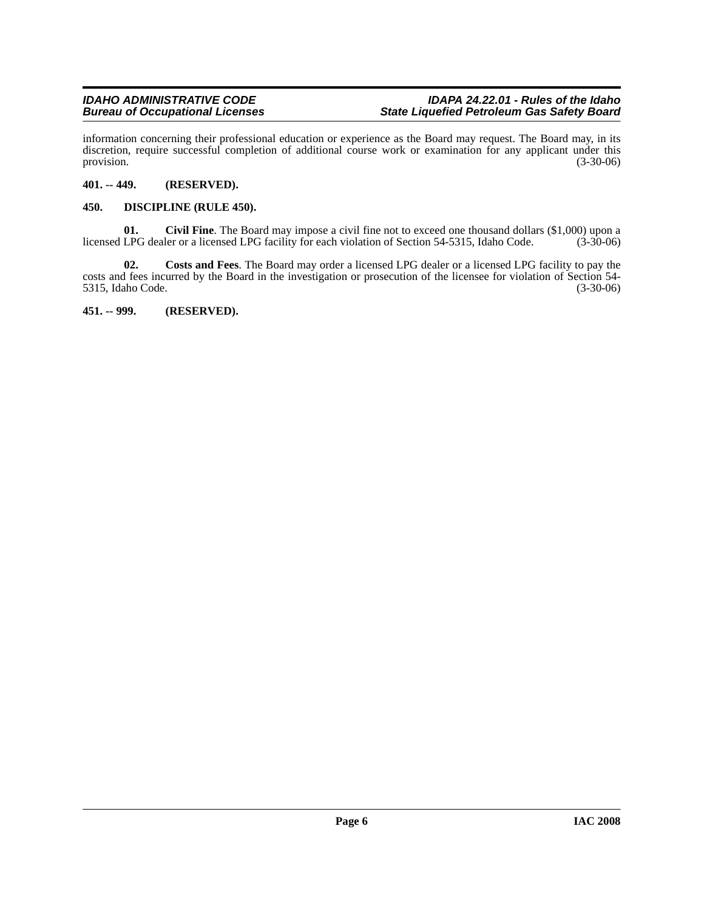information concerning their professional education or experience as the Board may request. The Board may, in its discretion, require successful completion of additional course work or examination for any applicant under this provision. (3-30-06)

**401. -- 449. (RESERVED).**

**450. DISCIPLINE (RULE 450).**

**01. Civil Fine**. The Board may impose a civil fine not to exceed one thousand dollars ($1,000) upon a licensed LPG dealer or a licensed LPG facility for each violation of Section 54-5315, Idaho Code. (3-30-06)

**02. Costs and Fees**. The Board may order a licensed LPG dealer or a licensed LPG facility to pay the costs and fees incurred by the Board in the investigation or prosecution of the licensee for violation of Section 54-5315, Idaho Code. (3-30-06)

**451. -- 999. (RESERVED).**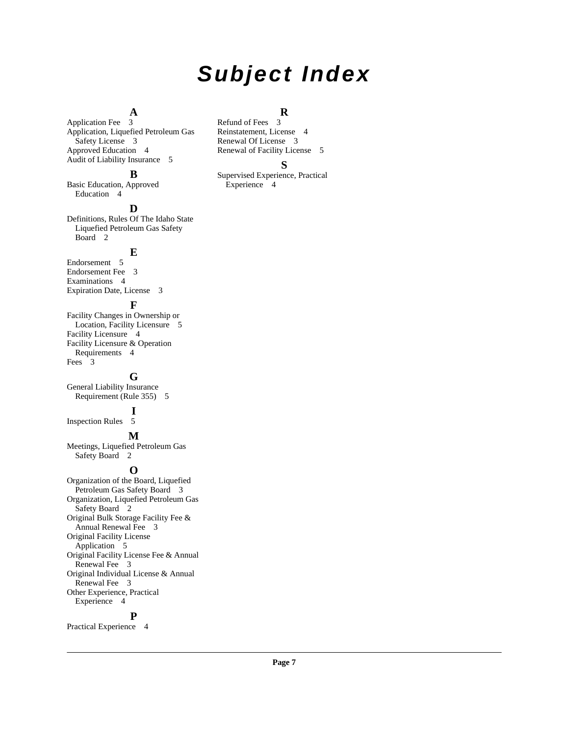# *Subject Index*

### A

Application Fee 3
Application, Liquefied Petroleum Gas Safety License 3
Approved Education 4
Audit of Liability Insurance 5

### B

Basic Education, Approved Education 4

### D

Definitions, Rules Of The Idaho State Liquefied Petroleum Gas Safety Board 2

### E

Endorsement 5
Endorsement Fee 3
Examinations 4
Expiration Date, License 3

### F

Facility Changes in Ownership or Location, Facility Licensure 5
Facility Licensure 4
Facility Licensure & Operation Requirements 4
Fees 3

### G

General Liability Insurance Requirement (Rule 355) 5

### I

Inspection Rules 5

### M

Meetings, Liquefied Petroleum Gas Safety Board 2

### O

Organization of the Board, Liquefied Petroleum Gas Safety Board 3
Organization, Liquefied Petroleum Gas Safety Board 2
Original Bulk Storage Facility Fee & Annual Renewal Fee 3
Original Facility License Application 5
Original Facility License Fee & Annual Renewal Fee 3
Original Individual License & Annual Renewal Fee 3
Other Experience, Practical Experience 4

### P

Practical Experience 4

### R

Refund of Fees 3
Reinstatement, License 4
Renewal Of License 3
Renewal of Facility License 5

### S

Supervised Experience, Practical Experience 4